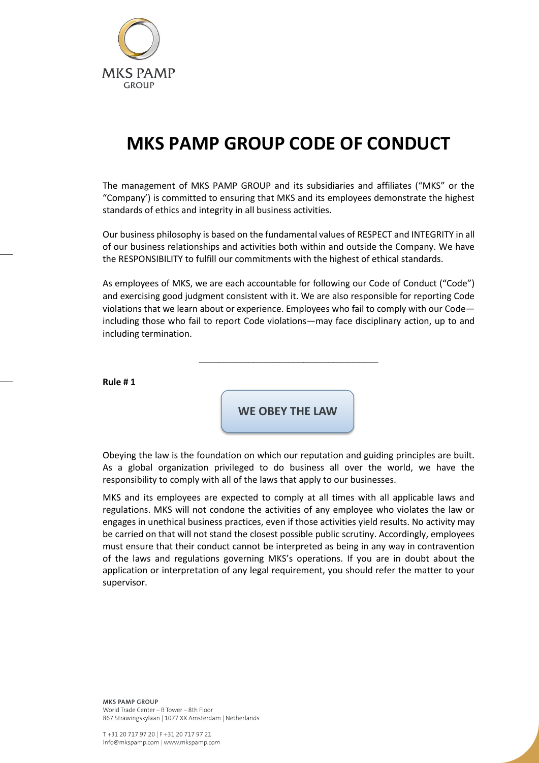MKS PAMP
GROUP

# MKS PAMP GROUP CODE OF CONDUCT

The management of MKS PAMP GROUP and its subsidiaries and affiliates ("MKS" or the "Company') is committed to ensuring that MKS and its employees demonstrate the highest standards of ethics and integrity in all business activities.

Our business philosophy is based on the fundamental values of RESPECT and INTEGRITY in all of our business relationships and activities both within and outside the Company. We have the RESPONSIBILITY to fulfill our commitments with the highest of ethical standards.

As employees of MKS, we are each accountable for following our Code of Conduct ("Code") and exercising good judgment consistent with it. We are also responsible for reporting Code violations that we learn about or experience. Employees who fail to comply with our Code—including those who fail to report Code violations—may face disciplinary action, up to and including termination.

---

**Rule # 1**

## WE OBEY THE LAW

Obeying the law is the foundation on which our reputation and guiding principles are built. As a global organization privileged to do business all over the world, we have the responsibility to comply with all of the laws that apply to our businesses.

MKS and its employees are expected to comply at all times with all applicable laws and regulations. MKS will not condone the activities of any employee who violates the law or engages in unethical business practices, even if those activities yield results. No activity may be carried on that will not stand the closest possible public scrutiny. Accordingly, employees must ensure that their conduct cannot be interpreted as being in any way in contravention of the laws and regulations governing MKS's operations. If you are in doubt about the application or interpretation of any legal requirement, you should refer the matter to your supervisor.

MKS PAMP GROUP
World Trade Center – B Tower – 8th Floor
867 Strawingskylaan | 1077 XX Amsterdam | Netherlands

T +31 20 717 97 20 | F +31 20 717 97 21
info@mkspamp.com | www.mkspamp.com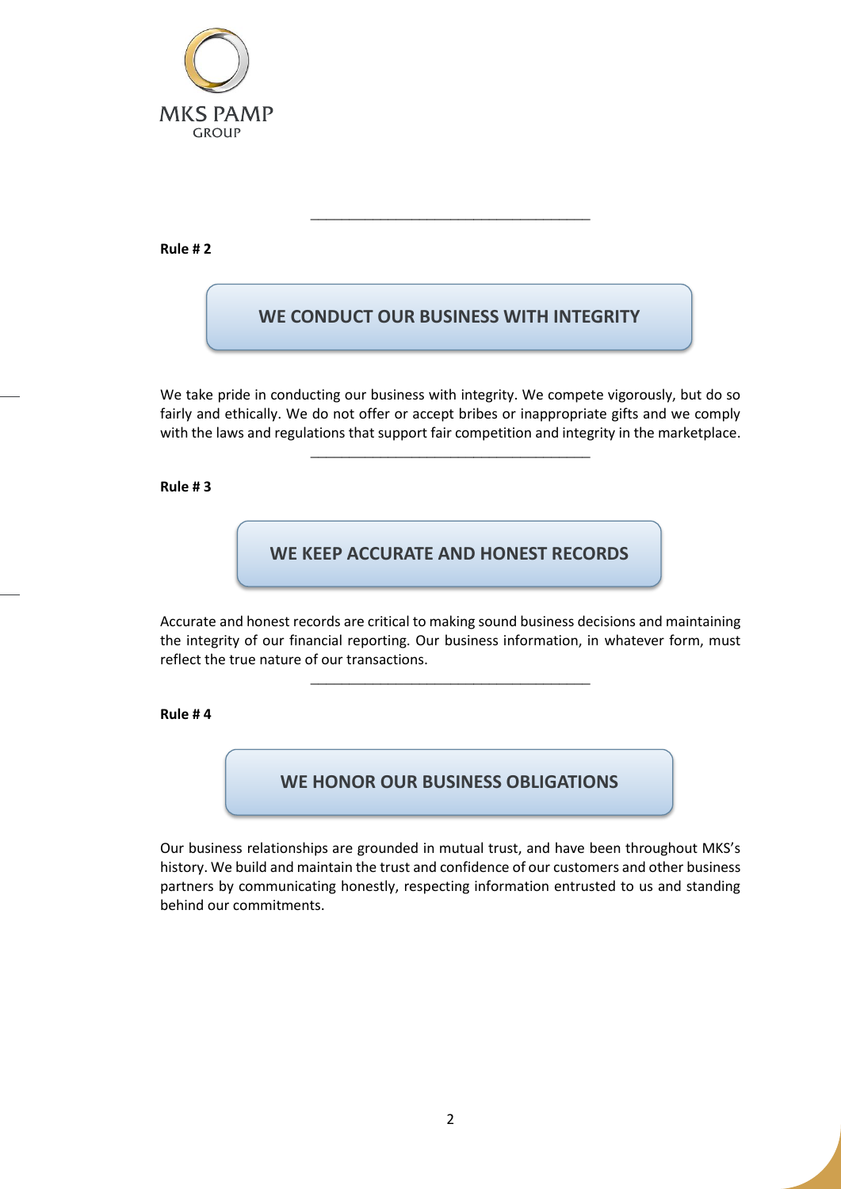**Rule # 2**

## WE CONDUCT OUR BUSINESS WITH INTEGRITY

We take pride in conducting our business with integrity. We compete vigorously, but do so fairly and ethically. We do not offer or accept bribes or inappropriate gifts and we comply with the laws and regulations that support fair competition and integrity in the marketplace.

---

**Rule # 3**

## WE KEEP ACCURATE AND HONEST RECORDS

Accurate and honest records are critical to making sound business decisions and maintaining the integrity of our financial reporting. Our business information, in whatever form, must reflect the true nature of our transactions.

---

**Rule # 4**

## WE HONOR OUR BUSINESS OBLIGATIONS

Our business relationships are grounded in mutual trust, and have been throughout MKS's history. We build and maintain the trust and confidence of our customers and other business partners by communicating honestly, respecting information entrusted to us and standing behind our commitments.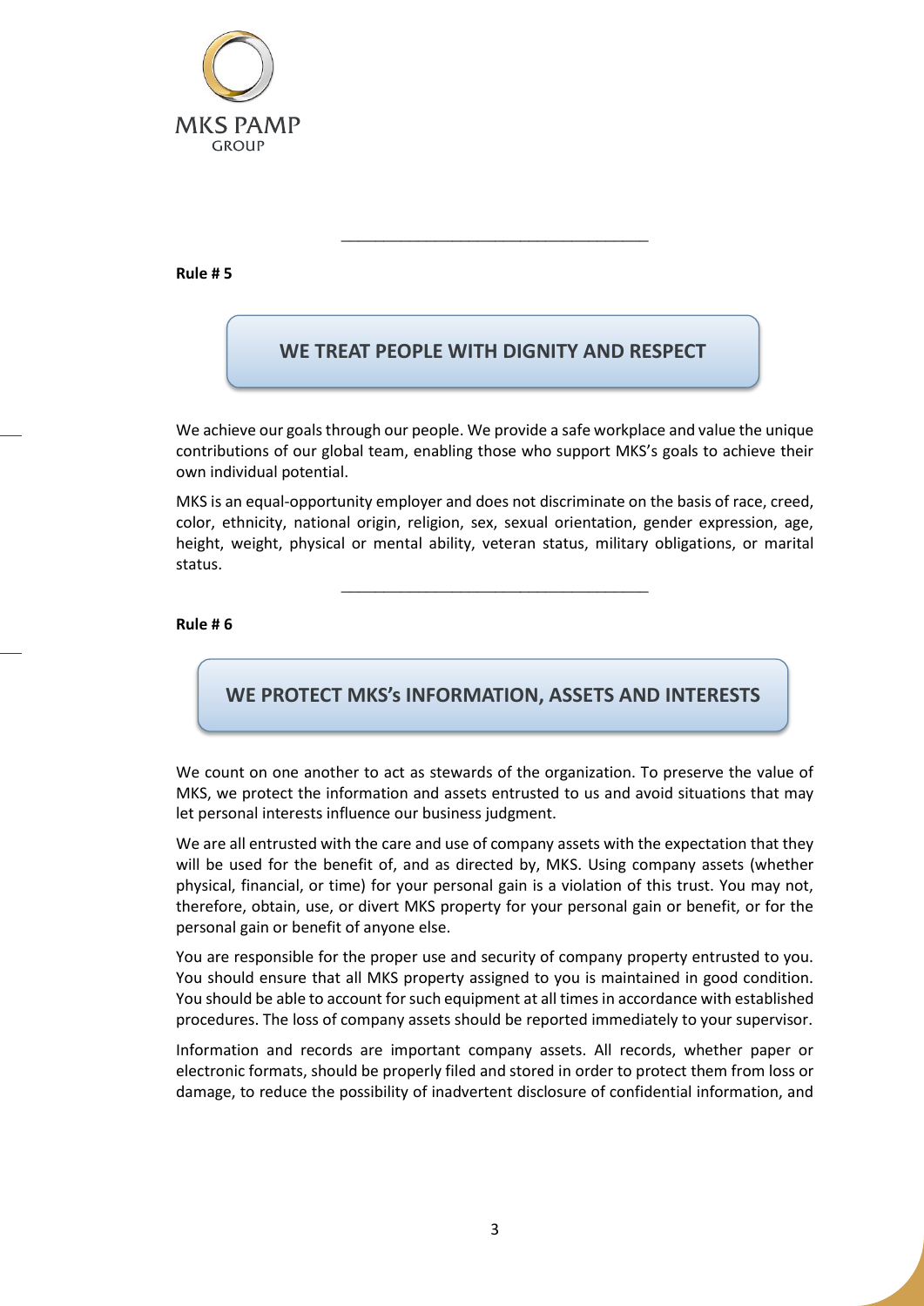**Rule # 5**

## WE TREAT PEOPLE WITH DIGNITY AND RESPECT

We achieve our goals through our people. We provide a safe workplace and value the unique contributions of our global team, enabling those who support MKS's goals to achieve their own individual potential.

MKS is an equal-opportunity employer and does not discriminate on the basis of race, creed, color, ethnicity, national origin, religion, sex, sexual orientation, gender expression, age, height, weight, physical or mental ability, veteran status, military obligations, or marital status.

---

**Rule # 6**

## WE PROTECT MKS's INFORMATION, ASSETS AND INTERESTS

We count on one another to act as stewards of the organization. To preserve the value of MKS, we protect the information and assets entrusted to us and avoid situations that may let personal interests influence our business judgment.

We are all entrusted with the care and use of company assets with the expectation that they will be used for the benefit of, and as directed by, MKS. Using company assets (whether physical, financial, or time) for your personal gain is a violation of this trust. You may not, therefore, obtain, use, or divert MKS property for your personal gain or benefit, or for the personal gain or benefit of anyone else.

You are responsible for the proper use and security of company property entrusted to you. You should ensure that all MKS property assigned to you is maintained in good condition. You should be able to account for such equipment at all times in accordance with established procedures. The loss of company assets should be reported immediately to your supervisor.

Information and records are important company assets. All records, whether paper or electronic formats, should be properly filed and stored in order to protect them from loss or damage, to reduce the possibility of inadvertent disclosure of confidential information, and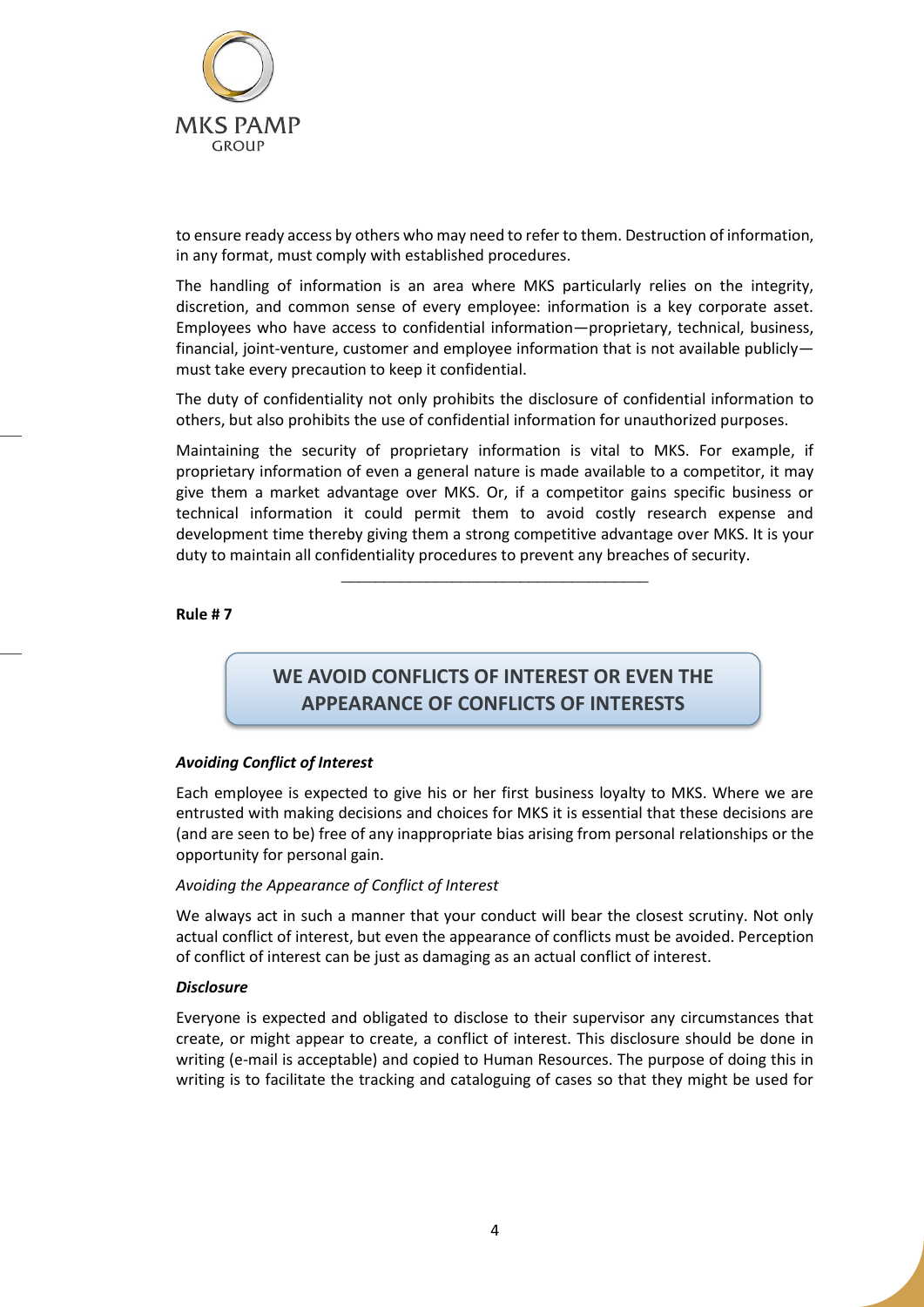to ensure ready access by others who may need to refer to them. Destruction of information, in any format, must comply with established procedures.

The handling of information is an area where MKS particularly relies on the integrity, discretion, and common sense of every employee: information is a key corporate asset. Employees who have access to confidential information—proprietary, technical, business, financial, joint-venture, customer and employee information that is not available publicly—must take every precaution to keep it confidential.

The duty of confidentiality not only prohibits the disclosure of confidential information to others, but also prohibits the use of confidential information for unauthorized purposes.

Maintaining the security of proprietary information is vital to MKS. For example, if proprietary information of even a general nature is made available to a competitor, it may give them a market advantage over MKS. Or, if a competitor gains specific business or technical information it could permit them to avoid costly research expense and development time thereby giving them a strong competitive advantage over MKS. It is your duty to maintain all confidentiality procedures to prevent any breaches of security.

---

**Rule # 7**

## WE AVOID CONFLICTS OF INTEREST OR EVEN THE APPEARANCE OF CONFLICTS OF INTERESTS

***Avoiding Conflict of Interest***

Each employee is expected to give his or her first business loyalty to MKS. Where we are entrusted with making decisions and choices for MKS it is essential that these decisions are (and are seen to be) free of any inappropriate bias arising from personal relationships or the opportunity for personal gain.

*Avoiding the Appearance of Conflict of Interest*

We always act in such a manner that your conduct will bear the closest scrutiny. Not only actual conflict of interest, but even the appearance of conflicts must be avoided. Perception of conflict of interest can be just as damaging as an actual conflict of interest.

***Disclosure***

Everyone is expected and obligated to disclose to their supervisor any circumstances that create, or might appear to create, a conflict of interest. This disclosure should be done in writing (e-mail is acceptable) and copied to Human Resources. The purpose of doing this in writing is to facilitate the tracking and cataloguing of cases so that they might be used for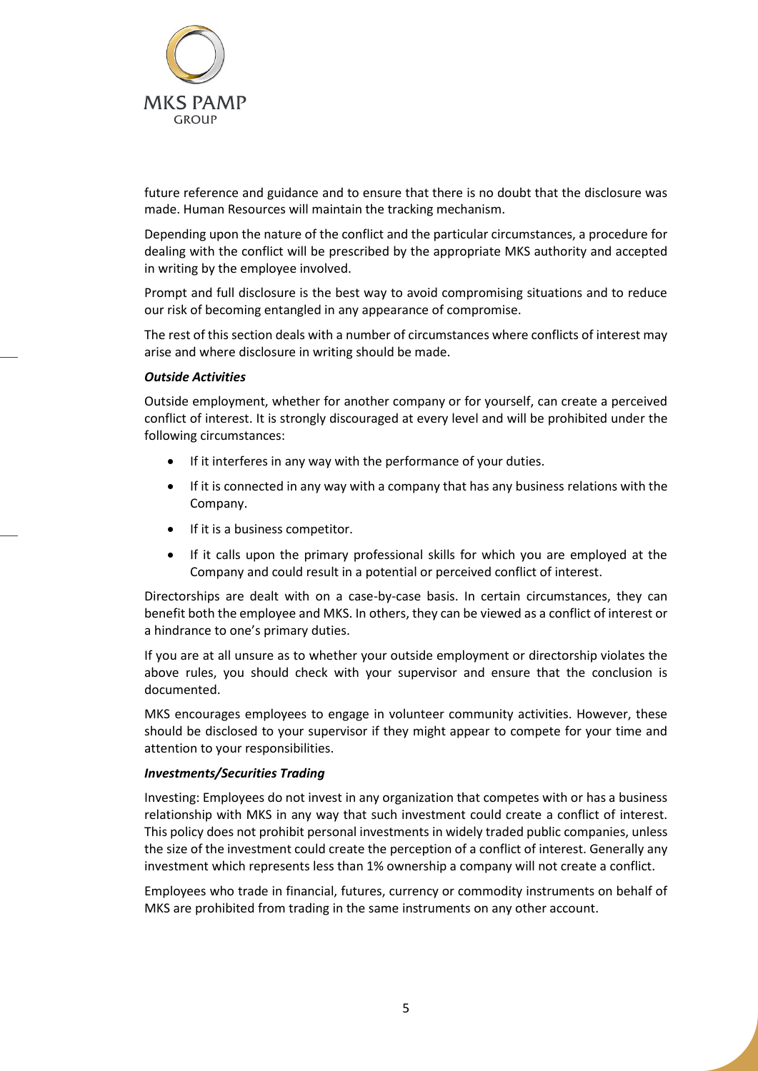future reference and guidance and to ensure that there is no doubt that the disclosure was made. Human Resources will maintain the tracking mechanism.

Depending upon the nature of the conflict and the particular circumstances, a procedure for dealing with the conflict will be prescribed by the appropriate MKS authority and accepted in writing by the employee involved.

Prompt and full disclosure is the best way to avoid compromising situations and to reduce our risk of becoming entangled in any appearance of compromise.

The rest of this section deals with a number of circumstances where conflicts of interest may arise and where disclosure in writing should be made.

***Outside Activities***

Outside employment, whether for another company or for yourself, can create a perceived conflict of interest. It is strongly discouraged at every level and will be prohibited under the following circumstances:

- If it interferes in any way with the performance of your duties.
- If it is connected in any way with a company that has any business relations with the Company.
- If it is a business competitor.
- If it calls upon the primary professional skills for which you are employed at the Company and could result in a potential or perceived conflict of interest.

Directorships are dealt with on a case-by-case basis. In certain circumstances, they can benefit both the employee and MKS. In others, they can be viewed as a conflict of interest or a hindrance to one's primary duties.

If you are at all unsure as to whether your outside employment or directorship violates the above rules, you should check with your supervisor and ensure that the conclusion is documented.

MKS encourages employees to engage in volunteer community activities. However, these should be disclosed to your supervisor if they might appear to compete for your time and attention to your responsibilities.

***Investments/Securities Trading***

Investing: Employees do not invest in any organization that competes with or has a business relationship with MKS in any way that such investment could create a conflict of interest. This policy does not prohibit personal investments in widely traded public companies, unless the size of the investment could create the perception of a conflict of interest. Generally any investment which represents less than 1% ownership a company will not create a conflict.

Employees who trade in financial, futures, currency or commodity instruments on behalf of MKS are prohibited from trading in the same instruments on any other account.